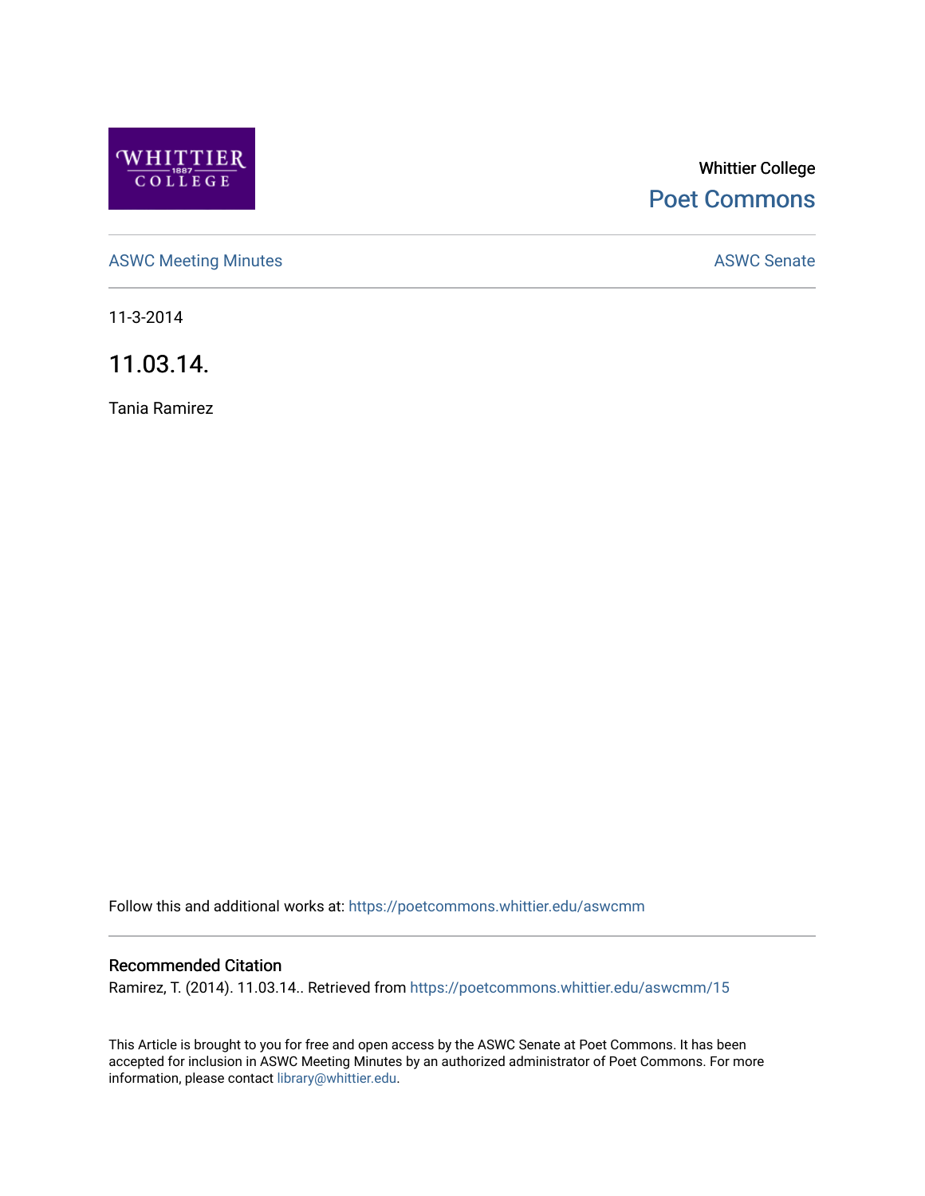Whittier College

Poet Commons

ASWC Meeting Minutes

ASWC Senate

11-3-2014

# 11.03.14.

Tania Ramirez

Follow this and additional works at: https://poetcommons.whittier.edu/aswcmm

## Recommended Citation

Ramirez, T. (2014). 11.03.14.. Retrieved from https://poetcommons.whittier.edu/aswcmm/15

This Article is brought to you for free and open access by the ASWC Senate at Poet Commons. It has been accepted for inclusion in ASWC Meeting Minutes by an authorized administrator of Poet Commons. For more information, please contact library@whittier.edu.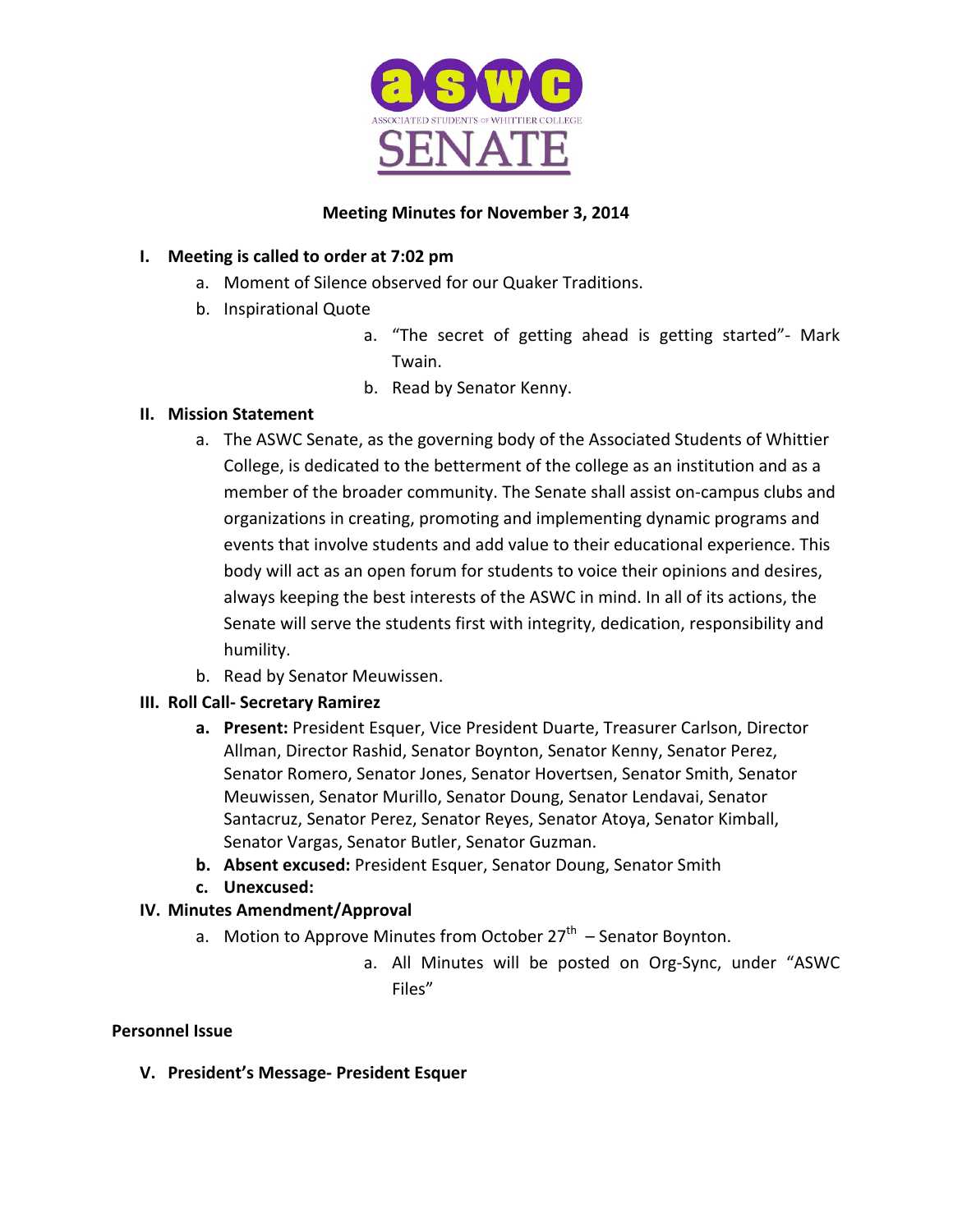**Meeting Minutes for November 3, 2014**

I. **Meeting is called to order at 7:02 pm**
   a. Moment of Silence observed for our Quaker Traditions.
   b. Inspirational Quote
      a. "The secret of getting ahead is getting started"- Mark Twain.
      b. Read by Senator Kenny.

II. **Mission Statement**
   a. The ASWC Senate, as the governing body of the Associated Students of Whittier College, is dedicated to the betterment of the college as an institution and as a member of the broader community. The Senate shall assist on-campus clubs and organizations in creating, promoting and implementing dynamic programs and events that involve students and add value to their educational experience. This body will act as an open forum for students to voice their opinions and desires, always keeping the best interests of the ASWC in mind. In all of its actions, the Senate will serve the students first with integrity, dedication, responsibility and humility.
   b. Read by Senator Meuwissen.

III. **Roll Call- Secretary Ramirez**
   a. **Present:** President Esquer, Vice President Duarte, Treasurer Carlson, Director Allman, Director Rashid, Senator Boynton, Senator Kenny, Senator Perez, Senator Romero, Senator Jones, Senator Hovertsen, Senator Smith, Senator Meuwissen, Senator Murillo, Senator Doung, Senator Lendavai, Senator Santacruz, Senator Perez, Senator Reyes, Senator Atoya, Senator Kimball, Senator Vargas, Senator Butler, Senator Guzman.
   b. **Absent excused:** President Esquer, Senator Doung, Senator Smith
   c. **Unexcused:**

IV. **Minutes Amendment/Approval**
   a. Motion to Approve Minutes from October 27th – Senator Boynton.
      a. All Minutes will be posted on Org-Sync, under "ASWC Files"

**Personnel Issue**

V. **President's Message- President Esquer**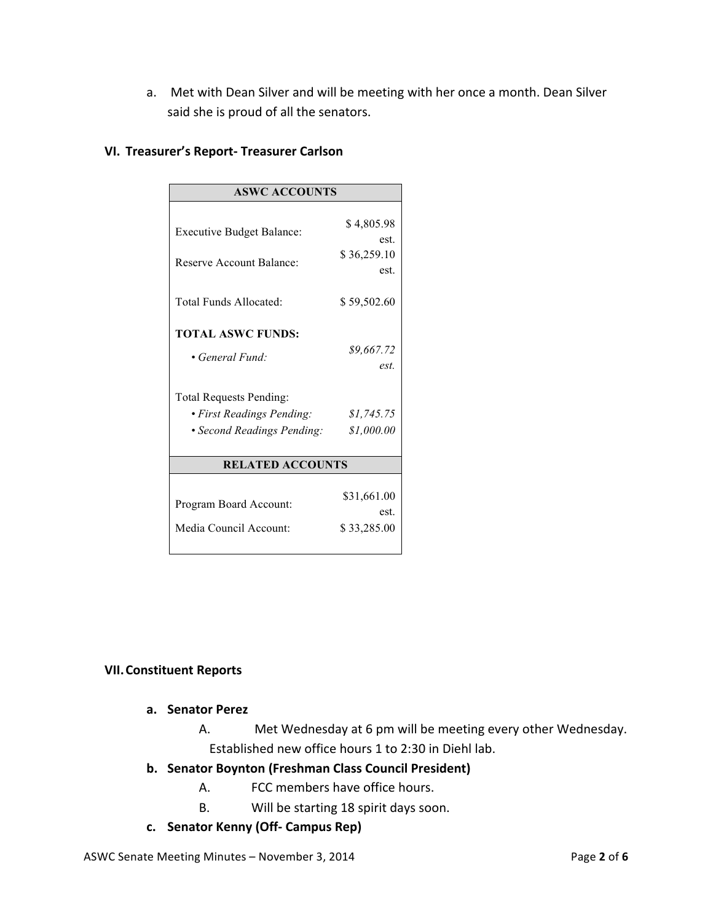a. Met with Dean Silver and will be meeting with her once a month. Dean Silver said she is proud of all the senators.

### VI. Treasurer's Report- Treasurer Carlson

| ASWC ACCOUNTS | |
|---|---|
| Executive Budget Balance: | $ 4,805.98 est. |
| Reserve Account Balance: | $ 36,259.10 est. |
| Total Funds Allocated: | $ 59,502.60 |
| **TOTAL ASWC FUNDS:** | |
| • *General Fund:* | *$9,667.72 est.* |
| Total Requests Pending: | |
| • *First Readings Pending:* | *$1,745.75* |
| • *Second Readings Pending:* | *$1,000.00* |
| **RELATED ACCOUNTS** | |
| Program Board Account: | $31,661.00 est. |
| Media Council Account: | $ 33,285.00 |

### VII. Constituent Reports

**a. Senator Perez**

A. Met Wednesday at 6 pm will be meeting every other Wednesday. Established new office hours 1 to 2:30 in Diehl lab.

**b. Senator Boynton (Freshman Class Council President)**

A. FCC members have office hours.

B. Will be starting 18 spirit days soon.

**c. Senator Kenny (Off- Campus Rep)**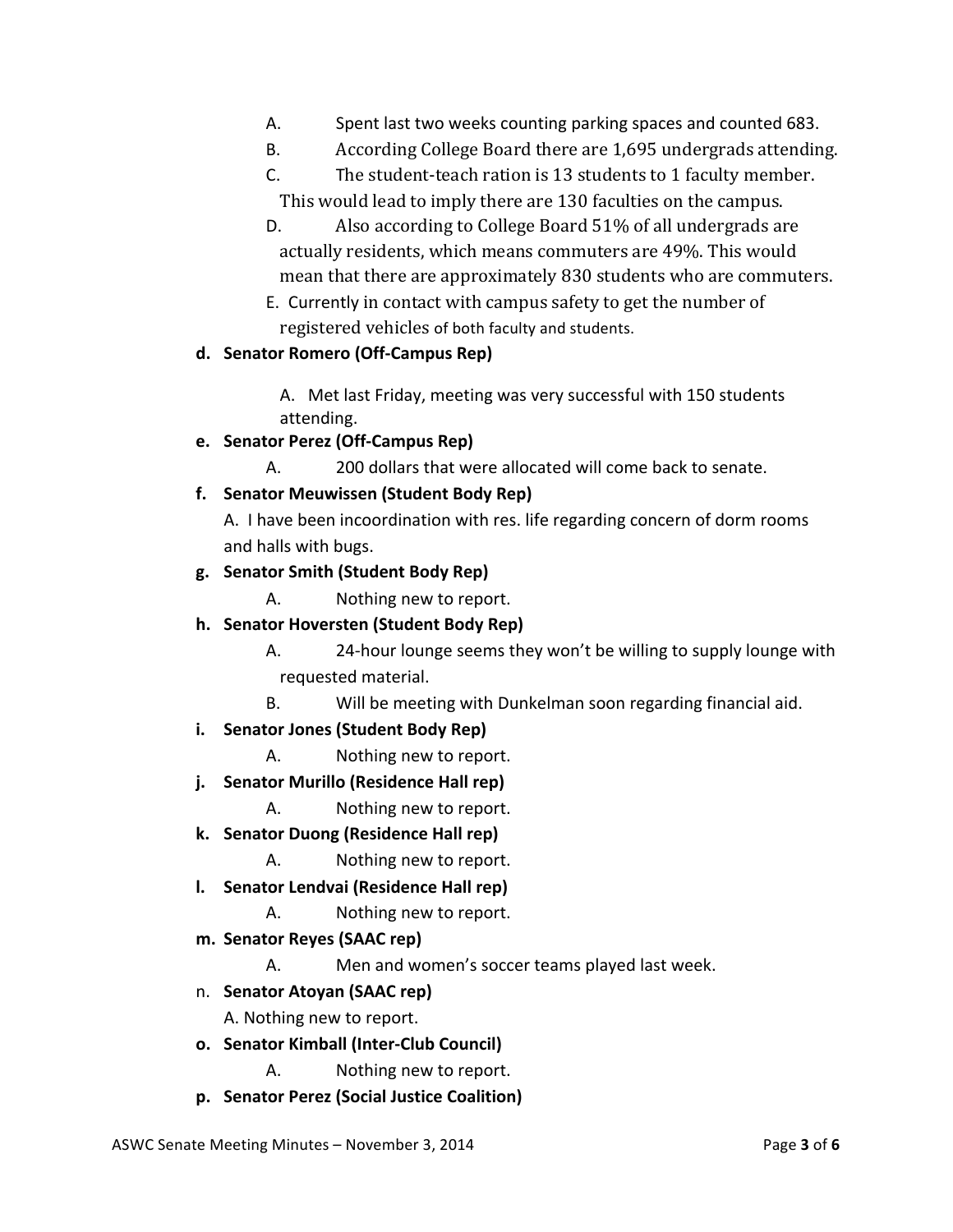A. Spent last two weeks counting parking spaces and counted 683.
B. According College Board there are 1,695 undergrads attending.
C. The student-teach ration is 13 students to 1 faculty member. This would lead to imply there are 130 faculties on the campus.
D. Also according to College Board 51% of all undergrads are actually residents, which means commuters are 49%. This would mean that there are approximately 830 students who are commuters.
E. Currently in contact with campus safety to get the number of registered vehicles of both faculty and students.

**d. Senator Romero (Off-Campus Rep)**

A. Met last Friday, meeting was very successful with 150 students attending.

**e. Senator Perez (Off-Campus Rep)**

A. 200 dollars that were allocated will come back to senate.

**f. Senator Meuwissen (Student Body Rep)**

A. I have been incoordination with res. life regarding concern of dorm rooms and halls with bugs.

**g. Senator Smith (Student Body Rep)**

A. Nothing new to report.

**h. Senator Hoversten (Student Body Rep)**

A. 24-hour lounge seems they won't be willing to supply lounge with requested material.
B. Will be meeting with Dunkelman soon regarding financial aid.

**i. Senator Jones (Student Body Rep)**

A. Nothing new to report.

**j. Senator Murillo (Residence Hall rep)**

A. Nothing new to report.

**k. Senator Duong (Residence Hall rep)**

A. Nothing new to report.

**l. Senator Lendvai (Residence Hall rep)**

A. Nothing new to report.

**m. Senator Reyes (SAAC rep)**

A. Men and women's soccer teams played last week.

n. **Senator Atoyan (SAAC rep)**

A. Nothing new to report.

**o. Senator Kimball (Inter-Club Council)**

A. Nothing new to report.

**p. Senator Perez (Social Justice Coalition)**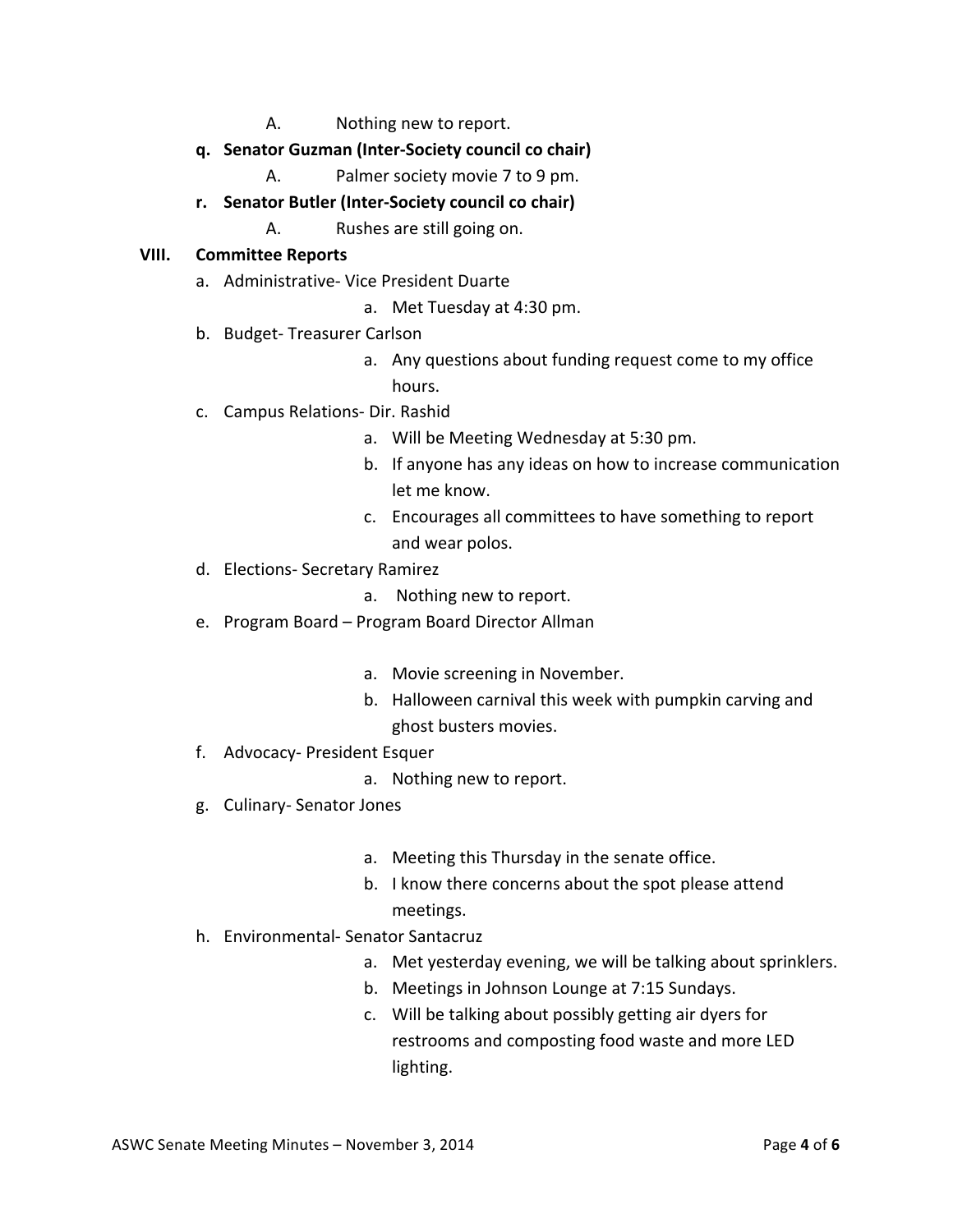A. Nothing new to report.

**q. Senator Guzman (Inter-Society council co chair)**

A. Palmer society movie 7 to 9 pm.

**r. Senator Butler (Inter-Society council co chair)**

A. Rushes are still going on.

## VIII. Committee Reports

a. Administrative- Vice President Duarte

- a. Met Tuesday at 4:30 pm.

b. Budget- Treasurer Carlson

- a. Any questions about funding request come to my office hours.

c. Campus Relations- Dir. Rashid

- a. Will be Meeting Wednesday at 5:30 pm.
- b. If anyone has any ideas on how to increase communication let me know.
- c. Encourages all committees to have something to report and wear polos.

d. Elections- Secretary Ramirez

- a. Nothing new to report.

e. Program Board – Program Board Director Allman

- a. Movie screening in November.
- b. Halloween carnival this week with pumpkin carving and ghost busters movies.

f. Advocacy- President Esquer

- a. Nothing new to report.

g. Culinary- Senator Jones

- a. Meeting this Thursday in the senate office.
- b. I know there concerns about the spot please attend meetings.

h. Environmental- Senator Santacruz

- a. Met yesterday evening, we will be talking about sprinklers.
- b. Meetings in Johnson Lounge at 7:15 Sundays.
- c. Will be talking about possibly getting air dyers for restrooms and composting food waste and more LED lighting.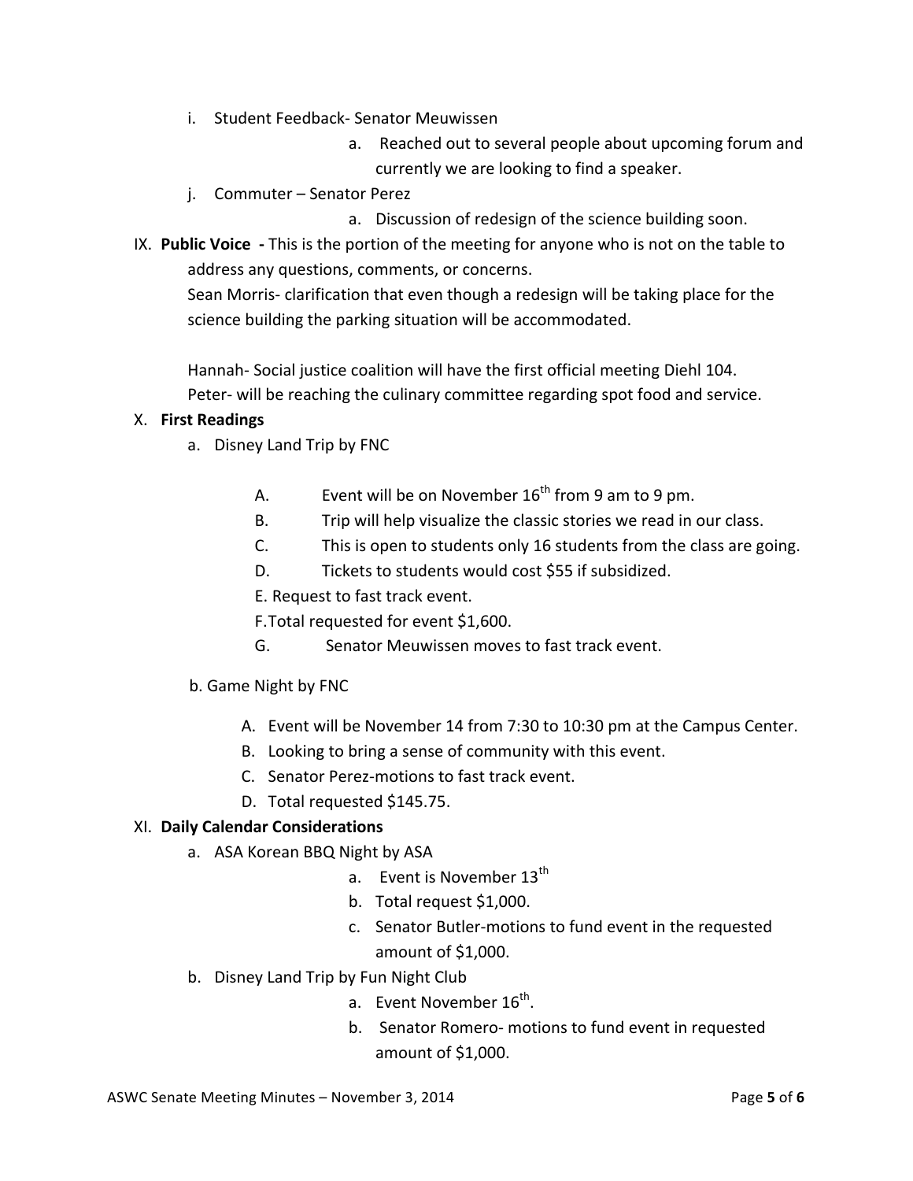i. Student Feedback- Senator Meuwissen
   a. Reached out to several people about upcoming forum and currently we are looking to find a speaker.

j. Commuter – Senator Perez
   a. Discussion of redesign of the science building soon.

IX. **Public Voice -** This is the portion of the meeting for anyone who is not on the table to address any questions, comments, or concerns.

Sean Morris- clarification that even though a redesign will be taking place for the science building the parking situation will be accommodated.

Hannah- Social justice coalition will have the first official meeting Diehl 104.
Peter- will be reaching the culinary committee regarding spot food and service.

X. **First Readings**

a. Disney Land Trip by FNC

   A. Event will be on November 16th from 9 am to 9 pm.
   B. Trip will help visualize the classic stories we read in our class.
   C. This is open to students only 16 students from the class are going.
   D. Tickets to students would cost $55 if subsidized.
   E. Request to fast track event.
   F. Total requested for event $1,600.
   G. Senator Meuwissen moves to fast track event.

b. Game Night by FNC

   A. Event will be November 14 from 7:30 to 10:30 pm at the Campus Center.
   B. Looking to bring a sense of community with this event.
   C. Senator Perez-motions to fast track event.
   D. Total requested $145.75.

XI. **Daily Calendar Considerations**

a. ASA Korean BBQ Night by ASA
   a. Event is November 13th
   b. Total request $1,000.
   c. Senator Butler-motions to fund event in the requested amount of $1,000.

b. Disney Land Trip by Fun Night Club
   a. Event November 16th.
   b. Senator Romero- motions to fund event in requested amount of $1,000.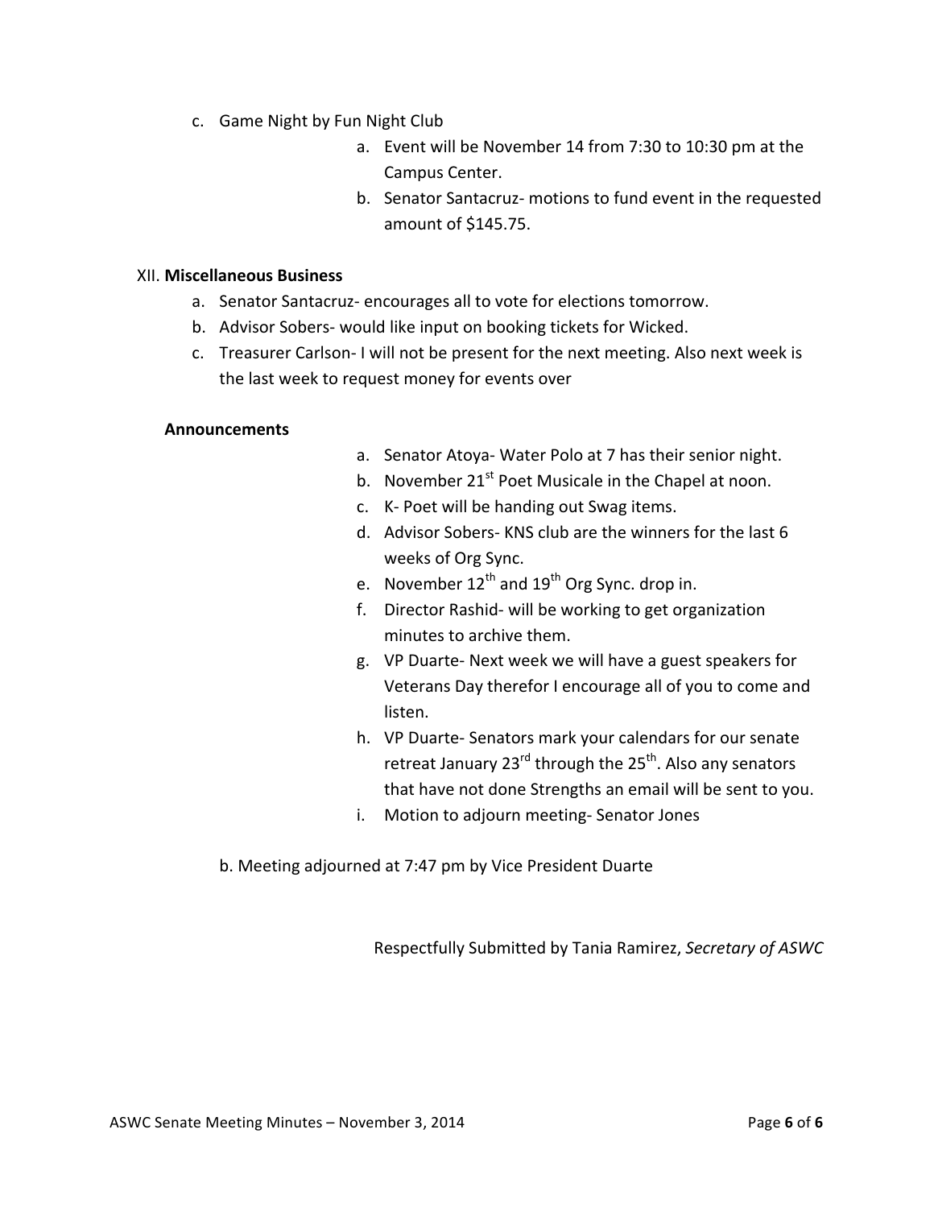c. Game Night by Fun Night Club
   a. Event will be November 14 from 7:30 to 10:30 pm at the Campus Center.
   b. Senator Santacruz- motions to fund event in the requested amount of $145.75.

XII. **Miscellaneous Business**

a. Senator Santacruz- encourages all to vote for elections tomorrow.
b. Advisor Sobers- would like input on booking tickets for Wicked.
c. Treasurer Carlson- I will not be present for the next meeting. Also next week is the last week to request money for events over

**Announcements**

a. Senator Atoya- Water Polo at 7 has their senior night.
b. November 21st Poet Musicale in the Chapel at noon.
c. K- Poet will be handing out Swag items.
d. Advisor Sobers- KNS club are the winners for the last 6 weeks of Org Sync.
e. November 12th and 19th Org Sync. drop in.
f. Director Rashid- will be working to get organization minutes to archive them.
g. VP Duarte- Next week we will have a guest speakers for Veterans Day therefor I encourage all of you to come and listen.
h. VP Duarte- Senators mark your calendars for our senate retreat January 23rd through the 25th. Also any senators that have not done Strengths an email will be sent to you.
i. Motion to adjourn meeting- Senator Jones

b. Meeting adjourned at 7:47 pm by Vice President Duarte

Respectfully Submitted by Tania Ramirez, *Secretary of ASWC*